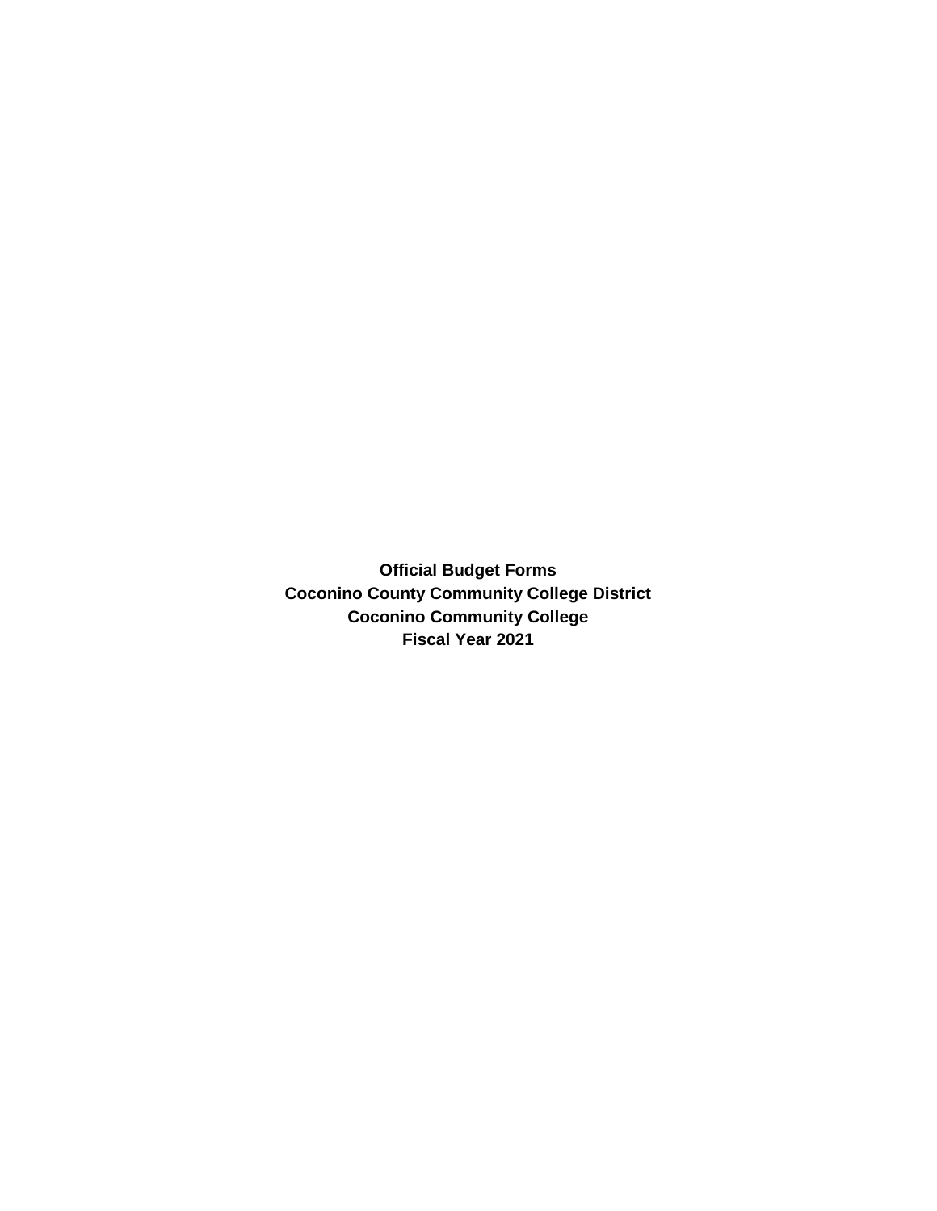**Official Budget Forms**
**Coconino County Community College District**
**Coconino Community College**
**Fiscal Year 2021**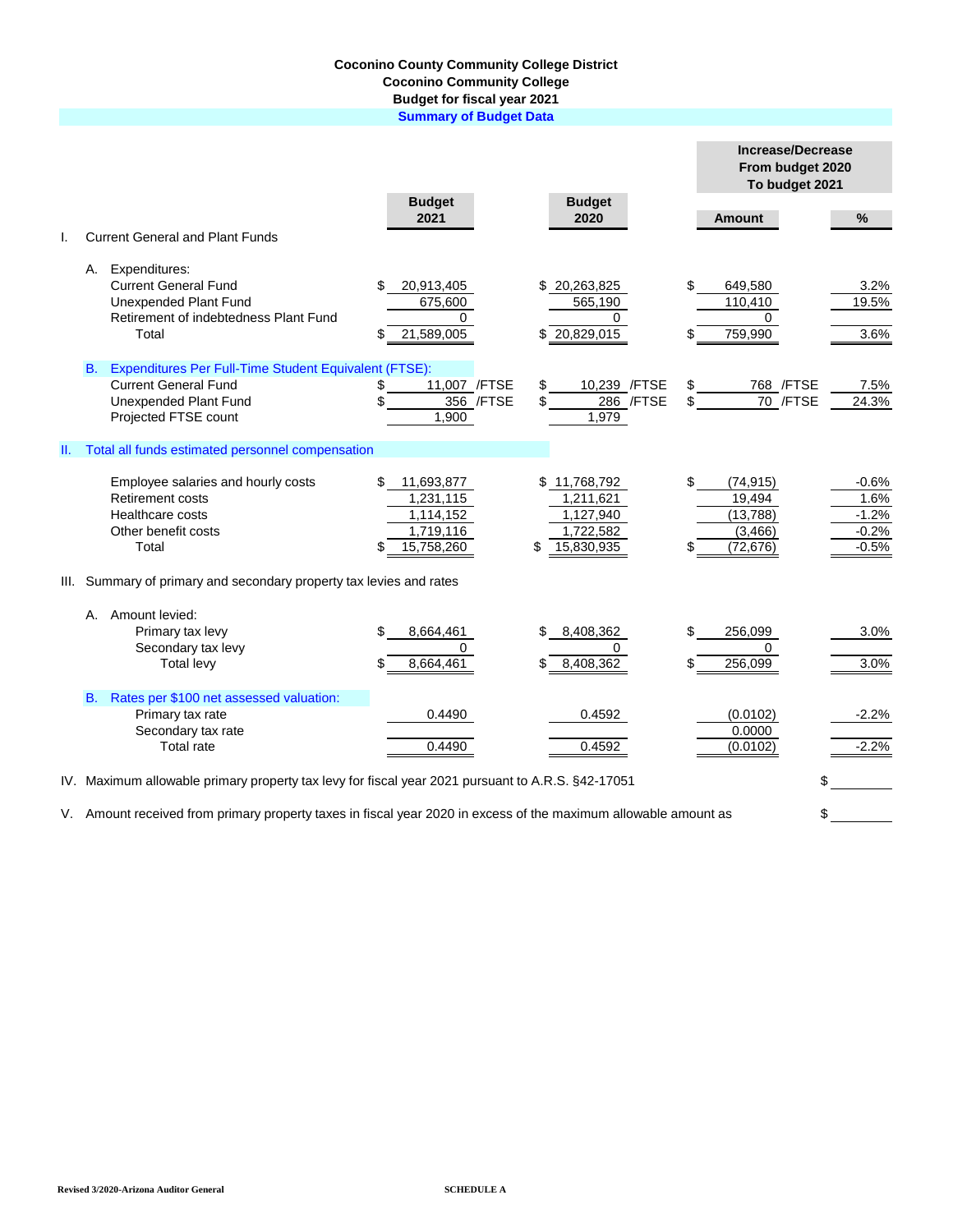**Coconino County Community College District**
**Coconino Community College**
**Budget for fiscal year 2021**
**Summary of Budget Data**

| | Budget 2021 | Budget 2020 | Increase/Decrease From budget 2020 To budget 2021 Amount | % |
|---|---|---|---|---|
| **I. Current General and Plant Funds** | | | | |
| A. Expenditures: | | | | |
| Current General Fund | $ 20,913,405 | $ 20,263,825 | $ 649,580 | 3.2% |
| Unexpended Plant Fund | 675,600 | 565,190 | 110,410 | 19.5% |
| Retirement of indebtedness Plant Fund | 0 | 0 | 0 | |
| Total | $ 21,589,005 | $ 20,829,015 | $ 759,990 | 3.6% |
| B. Expenditures Per Full-Time Student Equivalent (FTSE): | | | | |
| Current General Fund | $ 11,007 /FTSE | $ 10,239 /FTSE | $ 768 /FTSE | 7.5% |
| Unexpended Plant Fund | $ 356 /FTSE | $ 286 /FTSE | $ 70 /FTSE | 24.3% |
| Projected FTSE count | 1,900 | 1,979 | | |
| **II. Total all funds estimated personnel compensation** | | | | |
| Employee salaries and hourly costs | $ 11,693,877 | $ 11,768,792 | $ (74,915) | -0.6% |
| Retirement costs | 1,231,115 | 1,211,621 | 19,494 | 1.6% |
| Healthcare costs | 1,114,152 | 1,127,940 | (13,788) | -1.2% |
| Other benefit costs | 1,719,116 | 1,722,582 | (3,466) | -0.2% |
| Total | $ 15,758,260 | $ 15,830,935 | $ (72,676) | -0.5% |
| **III. Summary of primary and secondary property tax levies and rates** | | | | |
| A. Amount levied: | | | | |
| Primary tax levy | $ 8,664,461 | $ 8,408,362 | $ 256,099 | 3.0% |
| Secondary tax levy | 0 | 0 | 0 | |
| Total levy | $ 8,664,461 | $ 8,408,362 | $ 256,099 | 3.0% |
| B. Rates per $100 net assessed valuation: | | | | |
| Primary tax rate | 0.4490 | 0.4592 | (0.0102) | -2.2% |
| Secondary tax rate | | | 0.0000 | |
| Total rate | 0.4490 | 0.4592 | (0.0102) | -2.2% |

IV. Maximum allowable primary property tax levy for fiscal year 2021 pursuant to A.R.S. §42-17051 $ ________

V. Amount received from primary property taxes in fiscal year 2020 in excess of the maximum allowable amount as $ ________

Revised 3/2020-Arizona Auditor General

SCHEDULE A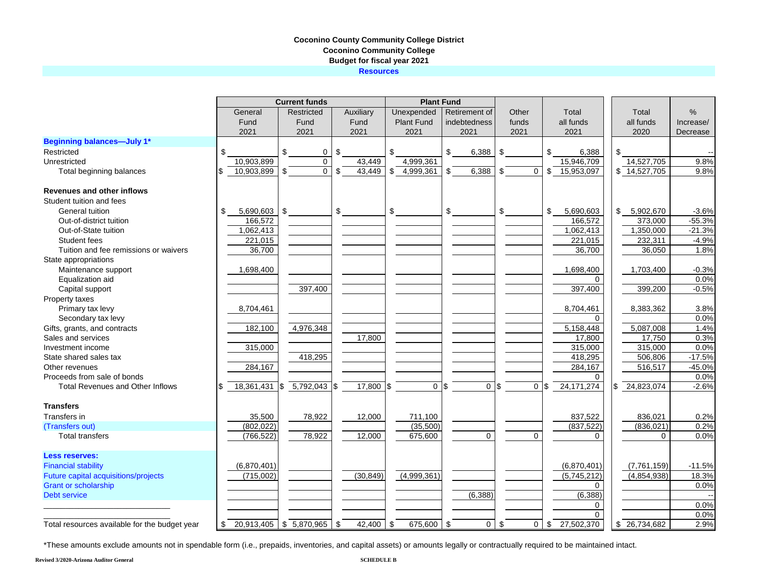**Coconino County Community College District**
**Coconino Community College**
**Budget for fiscal year 2021**
**Resources**

| | Current funds | | | Plant Fund | | | | | |
|---|---|---|---|---|---|---|---|---|---|
| | General Fund 2021 | Restricted Fund 2021 | Auxiliary Fund 2021 | Unexpended Plant Fund 2021 | Retirement of indebtedness 2021 | Other funds 2021 | Total all funds 2021 | Total all funds 2020 | % Increase/ Decrease |
| **Beginning balances—July 1*** | | | | | | | | | |
| Restricted | $ | $ 0 | $ | $ | $ 6,388 | $ | $ 6,388 | $ | -- |
| Unrestricted | 10,903,899 | 0 | 43,449 | 4,999,361 | | | 15,946,709 | 14,527,705 | 9.8% |
| Total beginning balances | $ 10,903,899 | $ 0 | $ 43,449 | $ 4,999,361 | $ 6,388 | $ 0 | $ 15,953,097 | $ 14,527,705 | 9.8% |
| **Revenues and other inflows** | | | | | | | | | |
| Student tuition and fees | | | | | | | | | |
| General tuition | $ 5,690,603 | $ | $ | $ | $ | $ | $ 5,690,603 | $ 5,902,670 | -3.6% |
| Out-of-district tuition | 166,572 | | | | | | 166,572 | 373,000 | -55.3% |
| Out-of-State tuition | 1,062,413 | | | | | | 1,062,413 | 1,350,000 | -21.3% |
| Student fees | 221,015 | | | | | | 221,015 | 232,311 | -4.9% |
| Tuition and fee remissions or waivers | 36,700 | | | | | | 36,700 | 36,050 | 1.8% |
| State appropriations | | | | | | | | | |
| Maintenance support | 1,698,400 | | | | | | 1,698,400 | 1,703,400 | -0.3% |
| Equalization aid | | | | | | | 0 | | 0.0% |
| Capital support | | 397,400 | | | | | 397,400 | 399,200 | -0.5% |
| Property taxes | | | | | | | | | |
| Primary tax levy | 8,704,461 | | | | | | 8,704,461 | 8,383,362 | 3.8% |
| Secondary tax levy | | | | | | | 0 | | 0.0% |
| Gifts, grants, and contracts | 182,100 | 4,976,348 | | | | | 5,158,448 | 5,087,008 | 1.4% |
| Sales and services | | | 17,800 | | | | 17,800 | 17,750 | 0.3% |
| Investment income | 315,000 | | | | | | 315,000 | 315,000 | 0.0% |
| State shared sales tax | | 418,295 | | | | | 418,295 | 506,806 | -17.5% |
| Other revenues | 284,167 | | | | | | 284,167 | 516,517 | -45.0% |
| Proceeds from sale of bonds | | | | | | | 0 | | 0.0% |
| Total Revenues and Other Inflows | $ 18,361,431 | $ 5,792,043 | $ 17,800 | $ 0 | $ 0 | $ 0 | $ 24,171,274 | $ 24,823,074 | -2.6% |
| **Transfers** | | | | | | | | | |
| Transfers in | 35,500 | 78,922 | 12,000 | 711,100 | | | 837,522 | 836,021 | 0.2% |
| (Transfers out) | (802,022) | | | (35,500) | | | (837,522) | (836,021) | 0.2% |
| Total transfers | (766,522) | 78,922 | 12,000 | 675,600 | 0 | 0 | 0 | 0 | 0.0% |
| **Less reserves:** | | | | | | | | | |
| Financial stability | (6,870,401) | | | | | | (6,870,401) | (7,761,159) | -11.5% |
| Future capital acquisitions/projects | (715,002) | | (30,849) | (4,999,361) | | | (5,745,212) | (4,854,938) | 18.3% |
| Grant or scholarship | | | | | | | 0 | | 0.0% |
| Debt service | | | | | (6,388) | | (6,388) | | -- |
| | | | | | | | 0 | | 0.0% |
| | | | | | | | 0 | | 0.0% |
| Total resources available for the budget year | $ 20,913,405 | $ 5,870,965 | $ 42,400 | $ 675,600 | $ 0 | $ 0 | $ 27,502,370 | $ 26,734,682 | 2.9% |

*These amounts exclude amounts not in spendable form (i.e., prepaids, inventories, and capital assets) or amounts legally or contractually required to be maintained intact.

Revised 3/2020-Arizona Auditor General

SCHEDULE B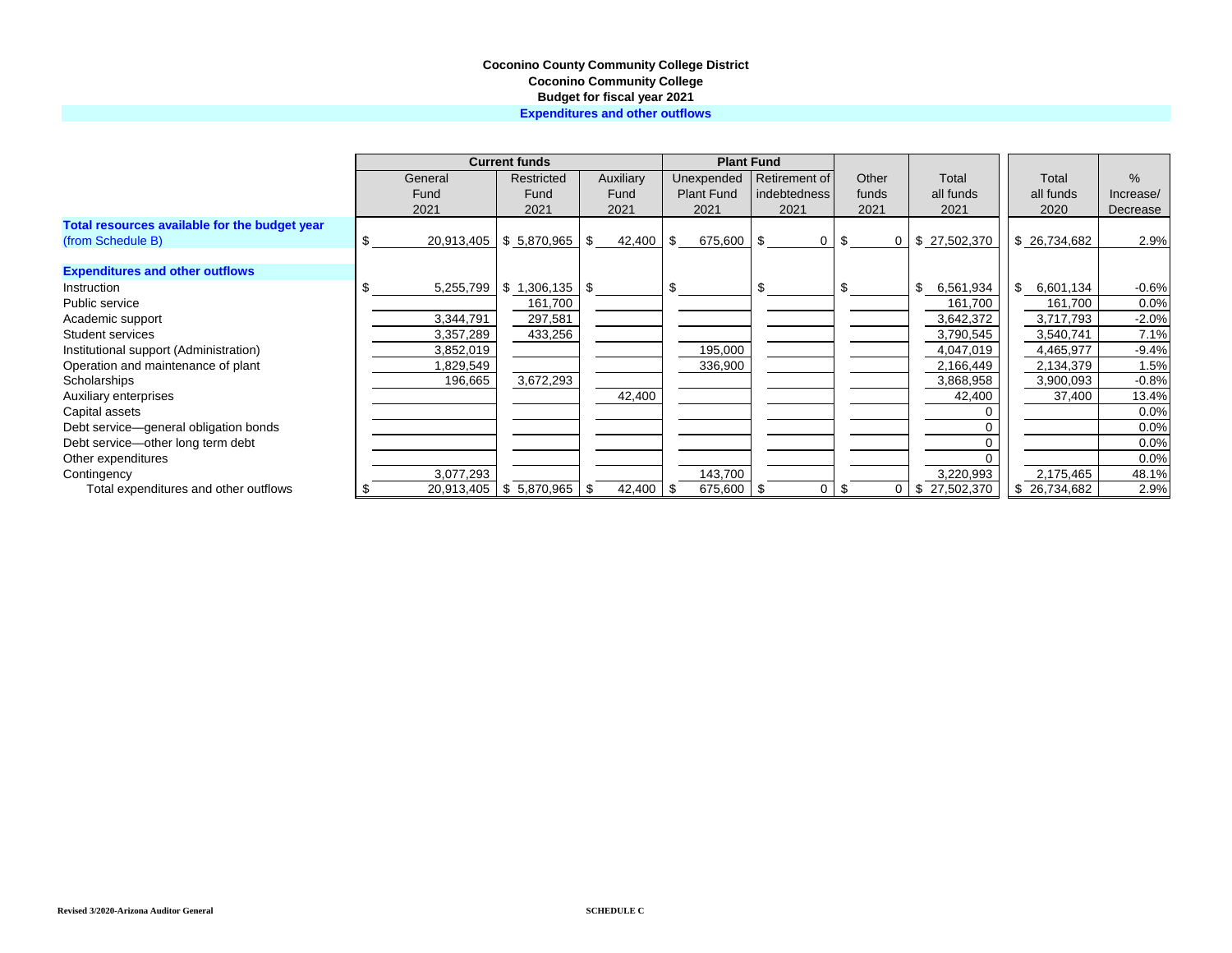**Coconino County Community College District**
**Coconino Community College**
**Budget for fiscal year 2021**
**Expenditures and other outflows**

| | Current funds | | | Plant Fund | | | | | |
|---|---|---|---|---|---|---|---|---|---|
| | General Fund 2021 | Restricted Fund 2021 | Auxiliary Fund 2021 | Unexpended Plant Fund 2021 | Retirement of indebtedness 2021 | Other funds 2021 | Total all funds 2021 | Total all funds 2020 | % Increase/ Decrease |
| **Total resources available for the budget year** (from Schedule B) | $ 20,913,405 | $ 5,870,965 | $ 42,400 | $ 675,600 | $ 0 | $ 0 | $ 27,502,370 | $ 26,734,682 | 2.9% |
| **Expenditures and other outflows** | | | | | | | | | |
| Instruction | $ 5,255,799 | $ 1,306,135 | $ | $ | $ | $ | $ 6,561,934 | $ 6,601,134 | -0.6% |
| Public service | | 161,700 | | | | | 161,700 | 161,700 | 0.0% |
| Academic support | 3,344,791 | 297,581 | | | | | 3,642,372 | 3,717,793 | -2.0% |
| Student services | 3,357,289 | 433,256 | | | | | 3,790,545 | 3,540,741 | 7.1% |
| Institutional support (Administration) | 3,852,019 | | | 195,000 | | | 4,047,019 | 4,465,977 | -9.4% |
| Operation and maintenance of plant | 1,829,549 | | | 336,900 | | | 2,166,449 | 2,134,379 | 1.5% |
| Scholarships | 196,665 | 3,672,293 | | | | | 3,868,958 | 3,900,093 | -0.8% |
| Auxiliary enterprises | | | 42,400 | | | | 42,400 | 37,400 | 13.4% |
| Capital assets | | | | | | | 0 | | 0.0% |
| Debt service—general obligation bonds | | | | | | | 0 | | 0.0% |
| Debt service—other long term debt | | | | | | | 0 | | 0.0% |
| Other expenditures | | | | | | | 0 | | 0.0% |
| Contingency | 3,077,293 | | | 143,700 | | | 3,220,993 | 2,175,465 | 48.1% |
| Total expenditures and other outflows | $ 20,913,405 | $ 5,870,965 | $ 42,400 | $ 675,600 | $ 0 | $ 0 | $ 27,502,370 | $ 26,734,682 | 2.9% |

Revised 3/2020-Arizona Auditor General

SCHEDULE C